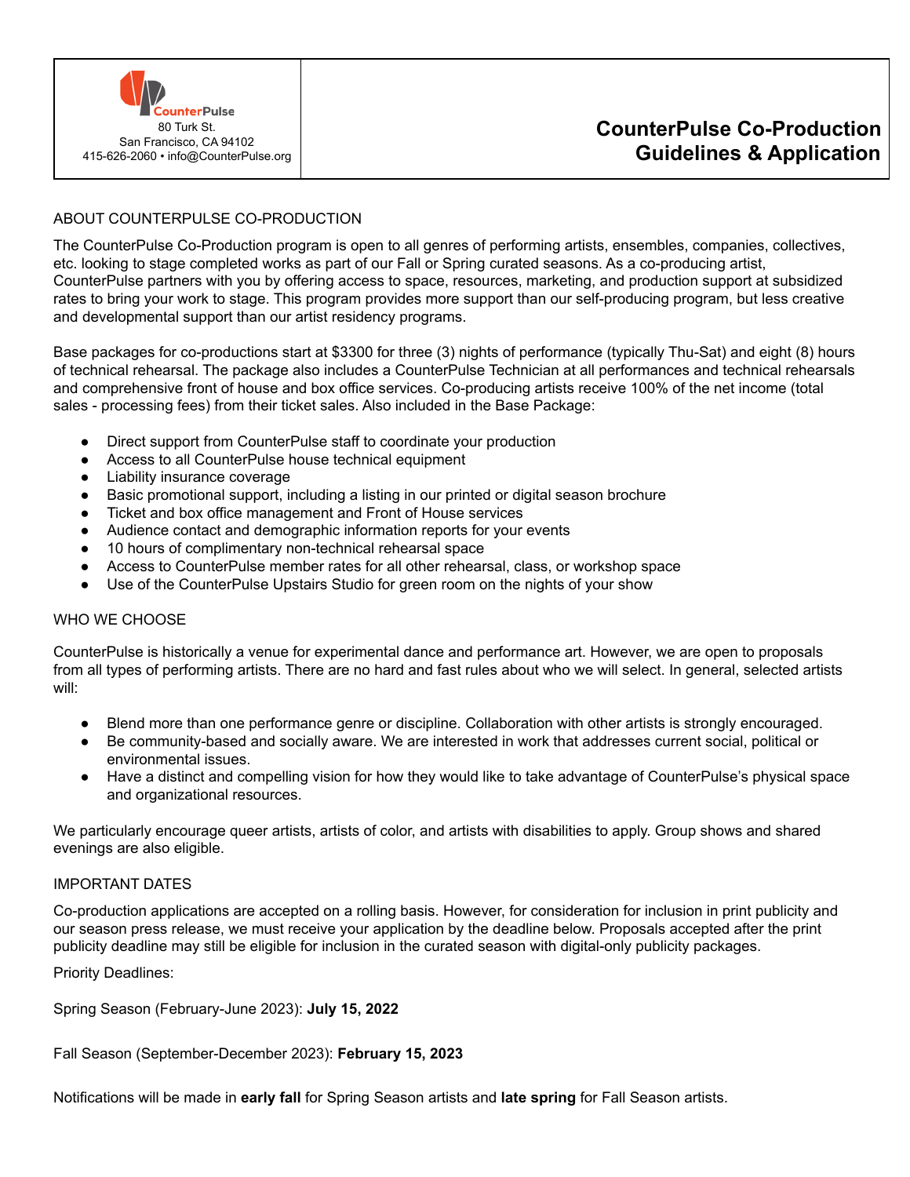CounterPulse
80 Turk St.
San Francisco, CA 94102
415-626-2060 • info@CounterPulse.org

# CounterPulse Co-Production Guidelines & Application

## ABOUT COUNTERPULSE CO-PRODUCTION

The CounterPulse Co-Production program is open to all genres of performing artists, ensembles, companies, collectives, etc. looking to stage completed works as part of our Fall or Spring curated seasons. As a co-producing artist, CounterPulse partners with you by offering access to space, resources, marketing, and production support at subsidized rates to bring your work to stage. This program provides more support than our self-producing program, but less creative and developmental support than our artist residency programs.

Base packages for co-productions start at $3300 for three (3) nights of performance (typically Thu-Sat) and eight (8) hours of technical rehearsal. The package also includes a CounterPulse Technician at all performances and technical rehearsals and comprehensive front of house and box office services. Co-producing artists receive 100% of the net income (total sales - processing fees) from their ticket sales. Also included in the Base Package:

- Direct support from CounterPulse staff to coordinate your production
- Access to all CounterPulse house technical equipment
- Liability insurance coverage
- Basic promotional support, including a listing in our printed or digital season brochure
- Ticket and box office management and Front of House services
- Audience contact and demographic information reports for your events
- 10 hours of complimentary non-technical rehearsal space
- Access to CounterPulse member rates for all other rehearsal, class, or workshop space
- Use of the CounterPulse Upstairs Studio for green room on the nights of your show

## WHO WE CHOOSE

CounterPulse is historically a venue for experimental dance and performance art. However, we are open to proposals from all types of performing artists. There are no hard and fast rules about who we will select. In general, selected artists will:

- Blend more than one performance genre or discipline. Collaboration with other artists is strongly encouraged.
- Be community-based and socially aware. We are interested in work that addresses current social, political or environmental issues.
- Have a distinct and compelling vision for how they would like to take advantage of CounterPulse's physical space and organizational resources.

We particularly encourage queer artists, artists of color, and artists with disabilities to apply. Group shows and shared evenings are also eligible.

## IMPORTANT DATES

Co-production applications are accepted on a rolling basis. However, for consideration for inclusion in print publicity and our season press release, we must receive your application by the deadline below. Proposals accepted after the print publicity deadline may still be eligible for inclusion in the curated season with digital-only publicity packages.

Priority Deadlines:

Spring Season (February-June 2023): **July 15, 2022**

Fall Season (September-December 2023): **February 15, 2023**

Notifications will be made in **early fall** for Spring Season artists and **late spring** for Fall Season artists.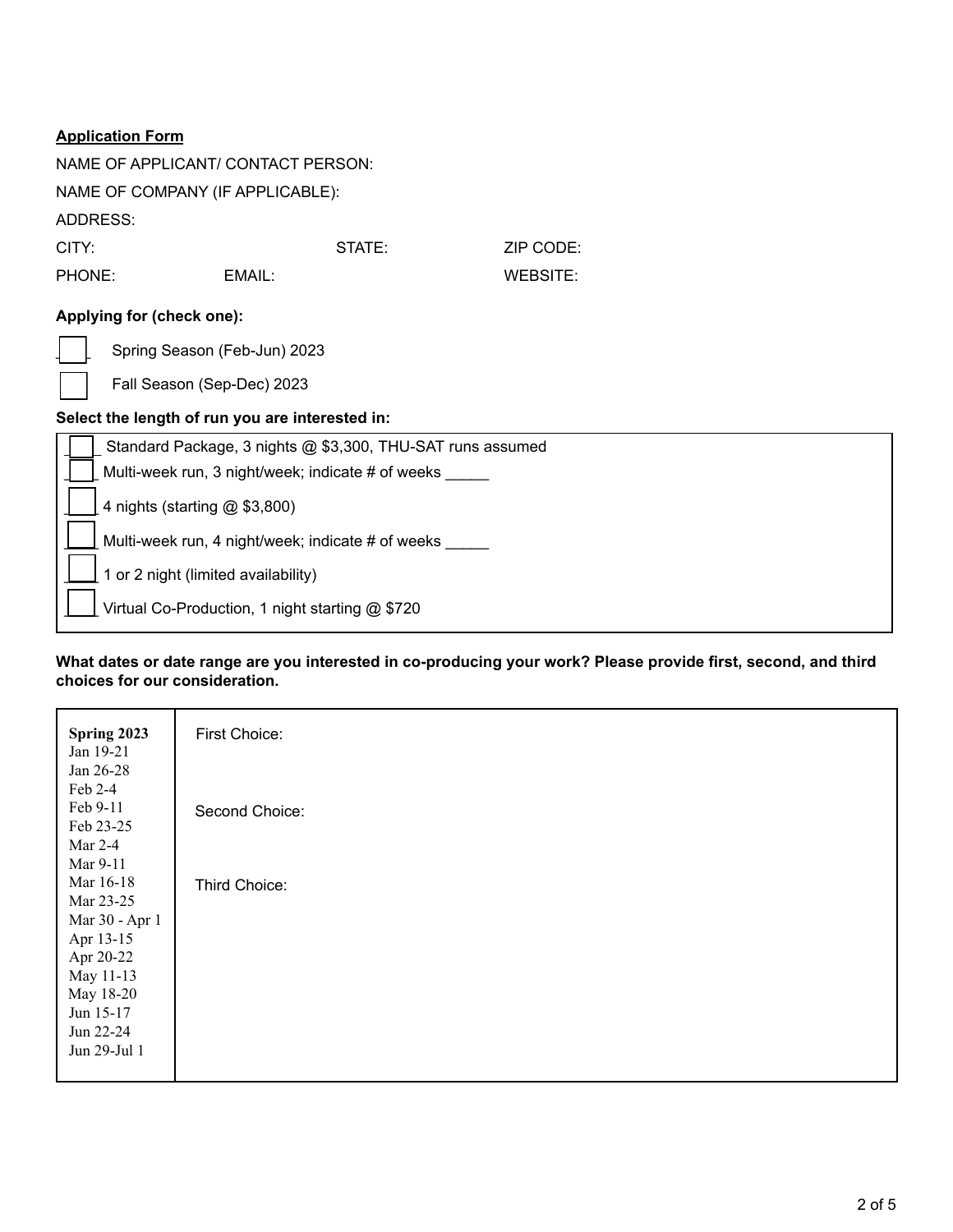**Application Form**

NAME OF APPLICANT/ CONTACT PERSON:

NAME OF COMPANY (IF APPLICABLE):

ADDRESS:

CITY: STATE: ZIP CODE:

PHONE: EMAIL: WEBSITE:

**Applying for (check one):**

- ☐ Spring Season (Feb-Jun) 2023
- ☐ Fall Season (Sep-Dec) 2023

**Select the length of run you are interested in:**

- ☐ Standard Package, 3 nights @ $3,300, THU-SAT runs assumed
- ☐ Multi-week run, 3 night/week; indicate # of weeks _____
- ☐ 4 nights (starting @ $3,800)
- ☐ Multi-week run, 4 night/week; indicate # of weeks _____
- ☐ 1 or 2 night (limited availability)
- ☐ Virtual Co-Production, 1 night starting @ $720

**What dates or date range are you interested in co-producing your work? Please provide first, second, and third choices for our consideration.**

| **Spring 2023** | |
| --- | --- |
| Jan 19-21<br>Jan 26-28<br>Feb 2-4<br>Feb 9-11<br>Feb 23-25<br>Mar 2-4<br>Mar 9-11<br>Mar 16-18<br>Mar 23-25<br>Mar 30 - Apr 1<br>Apr 13-15<br>Apr 20-22<br>May 11-13<br>May 18-20<br>Jun 15-17<br>Jun 22-24<br>Jun 29-Jul 1 | First Choice:<br><br>Second Choice:<br><br>Third Choice: |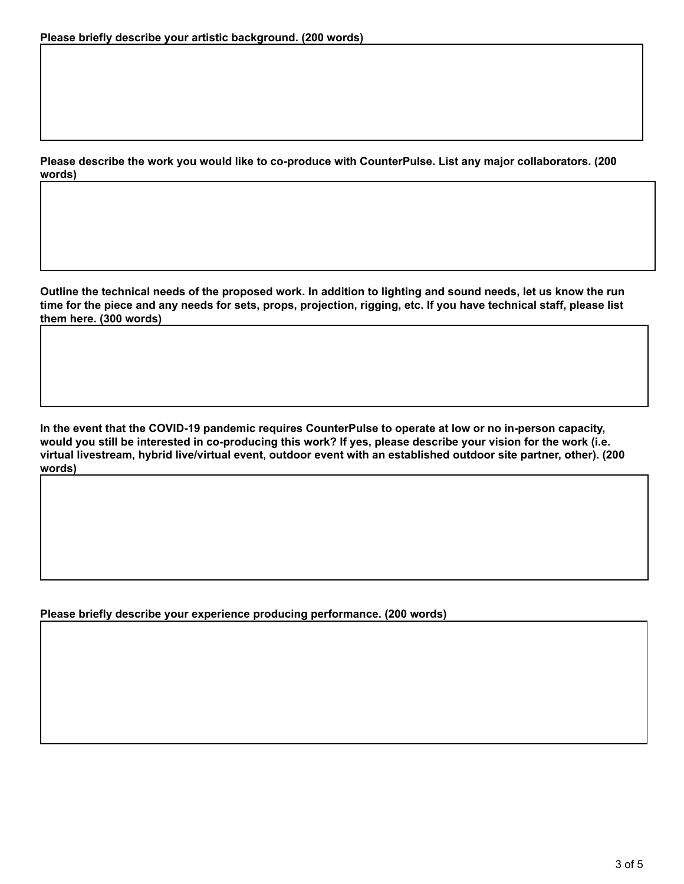**Please briefly describe your artistic background. (200 words)**

**Please describe the work you would like to co-produce with CounterPulse. List any major collaborators. (200 words)**

**Outline the technical needs of the proposed work. In addition to lighting and sound needs, let us know the run time for the piece and any needs for sets, props, projection, rigging, etc. If you have technical staff, please list them here. (300 words)**

**In the event that the COVID-19 pandemic requires CounterPulse to operate at low or no in-person capacity, would you still be interested in co-producing this work? If yes, please describe your vision for the work (i.e. virtual livestream, hybrid live/virtual event, outdoor event with an established outdoor site partner, other). (200 words)**

**Please briefly describe your experience producing performance. (200 words)**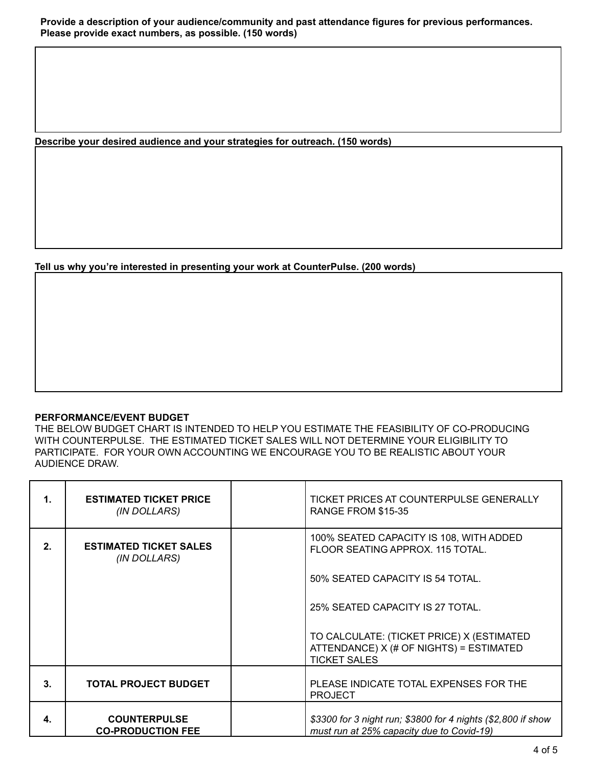**Provide a description of your audience/community and past attendance figures for previous performances. Please provide exact numbers, as possible. (150 words)**

**Describe your desired audience and your strategies for outreach. (150 words)**

**Tell us why you're interested in presenting your work at CounterPulse. (200 words)**

**PERFORMANCE/EVENT BUDGET**

THE BELOW BUDGET CHART IS INTENDED TO HELP YOU ESTIMATE THE FEASIBILITY OF CO-PRODUCING WITH COUNTERPULSE. THE ESTIMATED TICKET SALES WILL NOT DETERMINE YOUR ELIGIBILITY TO PARTICIPATE. FOR YOUR OWN ACCOUNTING WE ENCOURAGE YOU TO BE REALISTIC ABOUT YOUR AUDIENCE DRAW.

| | | | |
|---|---|---|---|
| **1.** | **ESTIMATED TICKET PRICE** *(IN DOLLARS)* | | TICKET PRICES AT COUNTERPULSE GENERALLY RANGE FROM $15-35 |
| **2.** | **ESTIMATED TICKET SALES** *(IN DOLLARS)* | | 100% SEATED CAPACITY IS 108, WITH ADDED FLOOR SEATING APPROX. 115 TOTAL.<br><br>50% SEATED CAPACITY IS 54 TOTAL.<br><br>25% SEATED CAPACITY IS 27 TOTAL.<br><br>TO CALCULATE: (TICKET PRICE) X (ESTIMATED ATTENDANCE) X (# OF NIGHTS) = ESTIMATED TICKET SALES |
| **3.** | **TOTAL PROJECT BUDGET** | | PLEASE INDICATE TOTAL EXPENSES FOR THE PROJECT |
| **4.** | **COUNTERPULSE CO-PRODUCTION FEE** | | *$3300 for 3 night run; $3800 for 4 nights ($2,800 if show must run at 25% capacity due to Covid-19)* |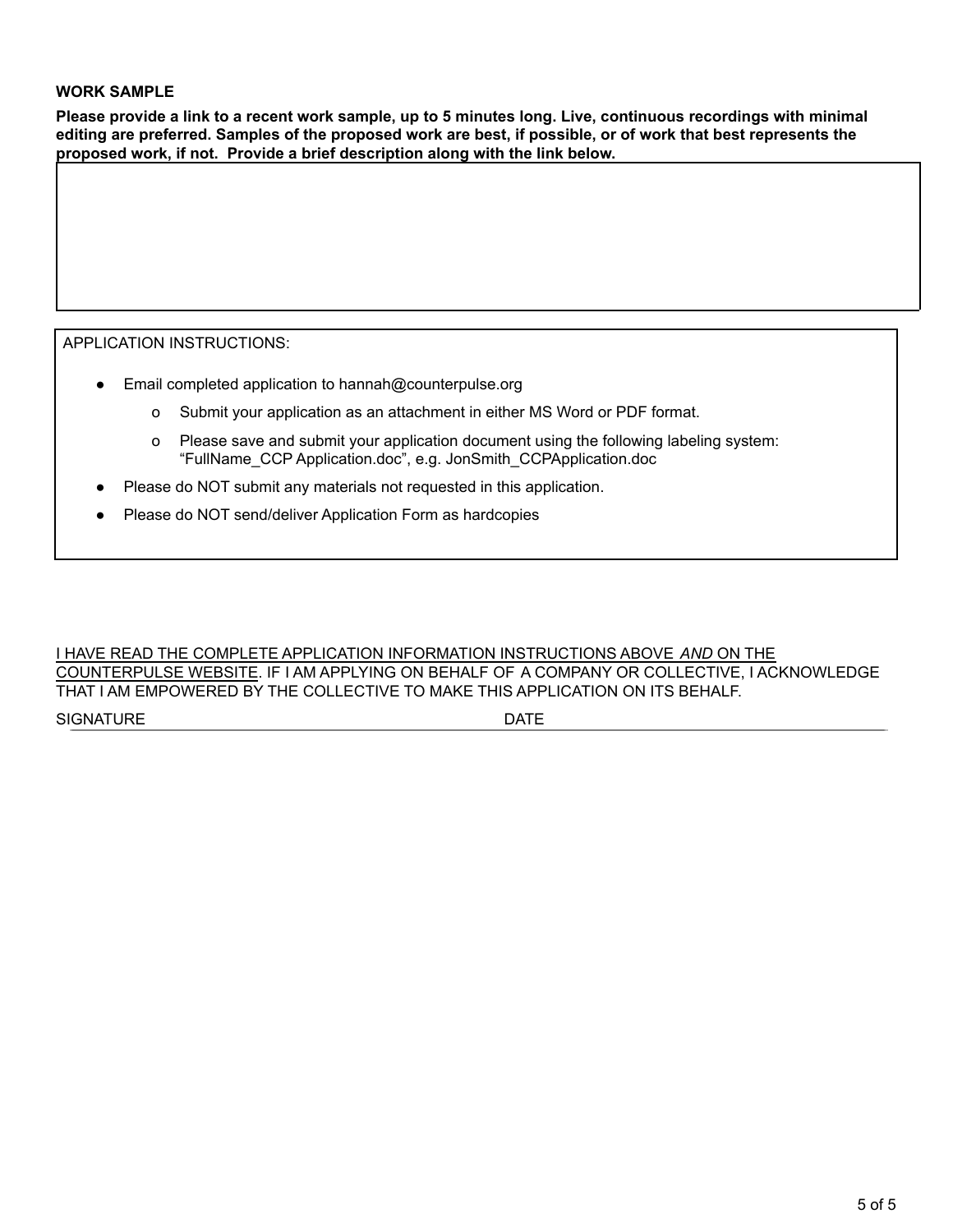**WORK SAMPLE**

**Please provide a link to a recent work sample, up to 5 minutes long. Live, continuous recordings with minimal editing are preferred. Samples of the proposed work are best, if possible, or of work that best represents the proposed work, if not. Provide a brief description along with the link below.**

APPLICATION INSTRUCTIONS:

- Email completed application to hannah@counterpulse.org
  - Submit your application as an attachment in either MS Word or PDF format.
  - Please save and submit your application document using the following labeling system: "FullName_CCP Application.doc", e.g. JonSmith_CCPApplication.doc
- Please do NOT submit any materials not requested in this application.
- Please do NOT send/deliver Application Form as hardcopies

I HAVE READ THE COMPLETE APPLICATION INFORMATION INSTRUCTIONS ABOVE *AND* ON THE COUNTERPULSE WEBSITE. IF I AM APPLYING ON BEHALF OF A COMPANY OR COLLECTIVE, I ACKNOWLEDGE THAT I AM EMPOWERED BY THE COLLECTIVE TO MAKE THIS APPLICATION ON ITS BEHALF.

SIGNATURE ______________________ DATE ______________________